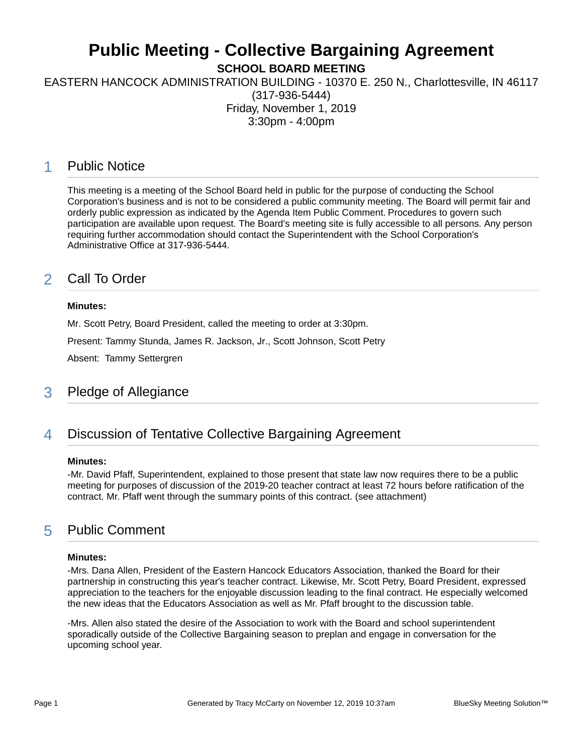# Public Meeting - Collective Bargaining Agreement

**SCHOOL BOARD MEETING**

EASTERN HANCOCK ADMINISTRATION BUILDING - 10370 E. 250 N., Charlottesville, IN 46117 (317-936-5444)

Friday, November 1, 2019

3:30pm - 4:00pm

## 1 Public Notice

This meeting is a meeting of the School Board held in public for the purpose of conducting the School Corporation's business and is not to be considered a public community meeting. The Board will permit fair and orderly public expression as indicated by the Agenda Item Public Comment. Procedures to govern such participation are available upon request. The Board's meeting site is fully accessible to all persons. Any person requiring further accommodation should contact the Superintendent with the School Corporation's Administrative Office at 317-936-5444.

## 2 Call To Order

**Minutes:**

Mr. Scott Petry, Board President, called the meeting to order at 3:30pm.

Present: Tammy Stunda, James R. Jackson, Jr., Scott Johnson, Scott Petry

Absent: Tammy Settergren

## 3 Pledge of Allegiance

## 4 Discussion of Tentative Collective Bargaining Agreement

**Minutes:**

-Mr. David Pfaff, Superintendent, explained to those present that state law now requires there to be a public meeting for purposes of discussion of the 2019-20 teacher contract at least 72 hours before ratification of the contract. Mr. Pfaff went through the summary points of this contract. (see attachment)

## 5 Public Comment

**Minutes:**

-Mrs. Dana Allen, President of the Eastern Hancock Educators Association, thanked the Board for their partnership in constructing this year's teacher contract. Likewise, Mr. Scott Petry, Board President, expressed appreciation to the teachers for the enjoyable discussion leading to the final contract. He especially welcomed the new ideas that the Educators Association as well as Mr. Pfaff brought to the discussion table.

-Mrs. Allen also stated the desire of the Association to work with the Board and school superintendent sporadically outside of the Collective Bargaining season to preplan and engage in conversation for the upcoming school year.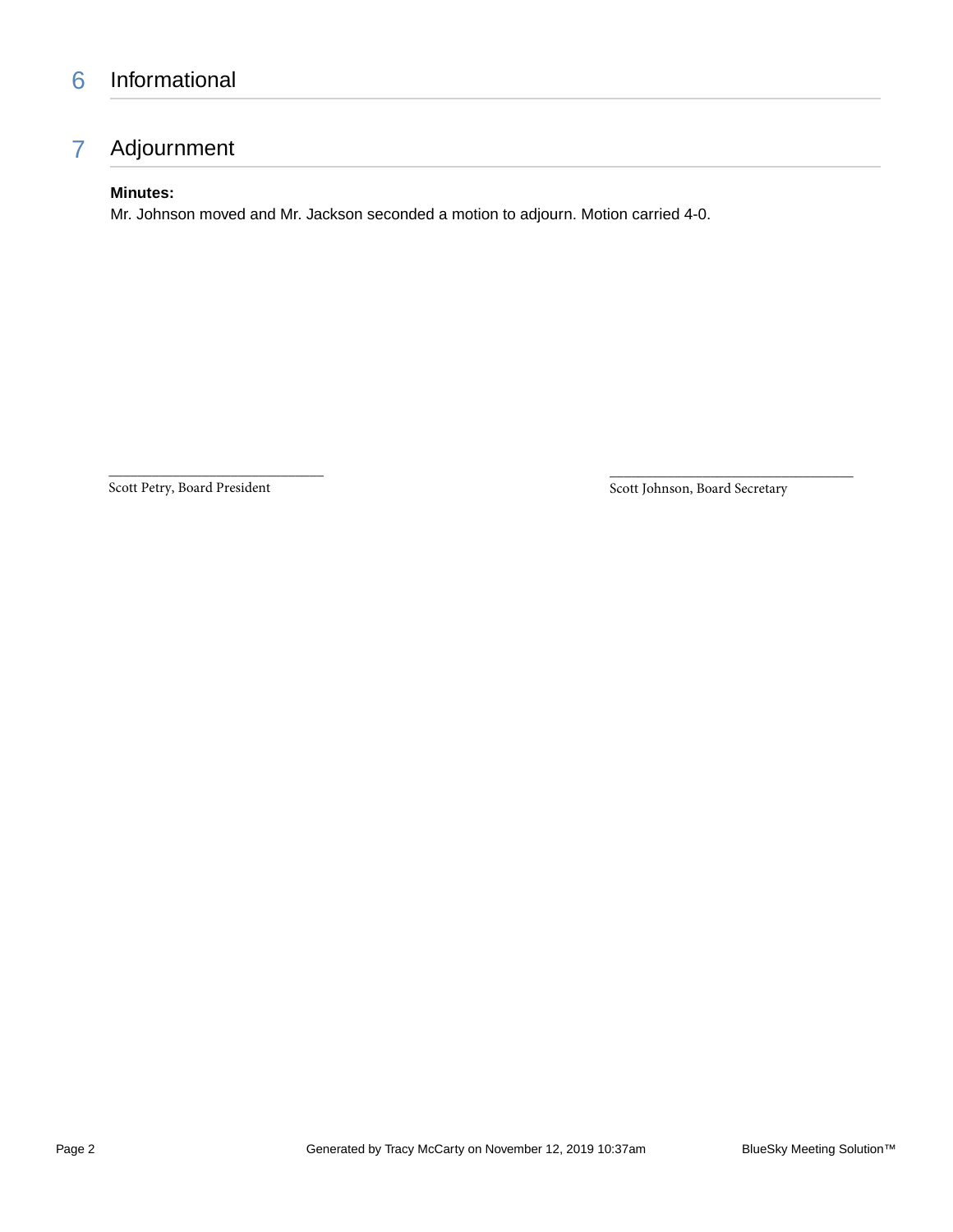## 6 Informational

## 7 Adjournment

**Minutes:**

Mr. Johnson moved and Mr. Jackson seconded a motion to adjourn. Motion carried 4-0.

\_\_\_\_\_\_\_\_\_\_\_\_\_\_\_\_\_\_\_\_\_\_\_\_\_\_\_\_\_\_
Scott Petry, Board President

\_\_\_\_\_\_\_\_\_\_\_\_\_\_\_\_\_\_\_\_\_\_\_\_\_\_\_\_\_\_
Scott Johnson, Board Secretary

Generated by Tracy McCarty on November 12, 2019 10:37am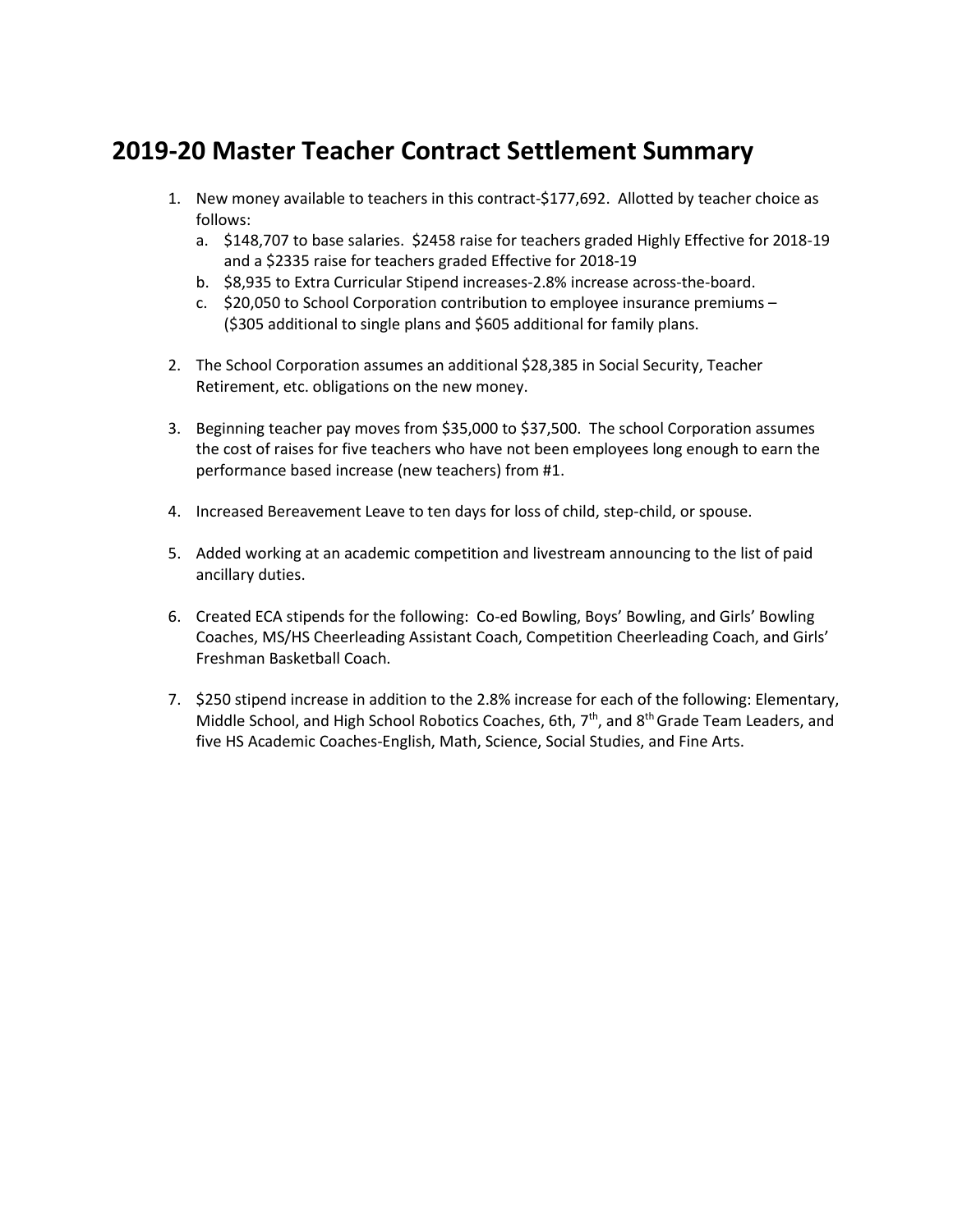# 2019-20 Master Teacher Contract Settlement Summary

1. New money available to teachers in this contract-$177,692. Allotted by teacher choice as follows:
   a. $148,707 to base salaries. $2458 raise for teachers graded Highly Effective for 2018-19 and a $2335 raise for teachers graded Effective for 2018-19
   b. $8,935 to Extra Curricular Stipend increases-2.8% increase across-the-board.
   c. $20,050 to School Corporation contribution to employee insurance premiums – ($305 additional to single plans and $605 additional for family plans.

2. The School Corporation assumes an additional $28,385 in Social Security, Teacher Retirement, etc. obligations on the new money.

3. Beginning teacher pay moves from $35,000 to $37,500. The school Corporation assumes the cost of raises for five teachers who have not been employees long enough to earn the performance based increase (new teachers) from #1.

4. Increased Bereavement Leave to ten days for loss of child, step-child, or spouse.

5. Added working at an academic competition and livestream announcing to the list of paid ancillary duties.

6. Created ECA stipends for the following: Co-ed Bowling, Boys' Bowling, and Girls' Bowling Coaches, MS/HS Cheerleading Assistant Coach, Competition Cheerleading Coach, and Girls' Freshman Basketball Coach.

7. $250 stipend increase in addition to the 2.8% increase for each of the following: Elementary, Middle School, and High School Robotics Coaches, 6th, 7th, and 8th Grade Team Leaders, and five HS Academic Coaches-English, Math, Science, Social Studies, and Fine Arts.